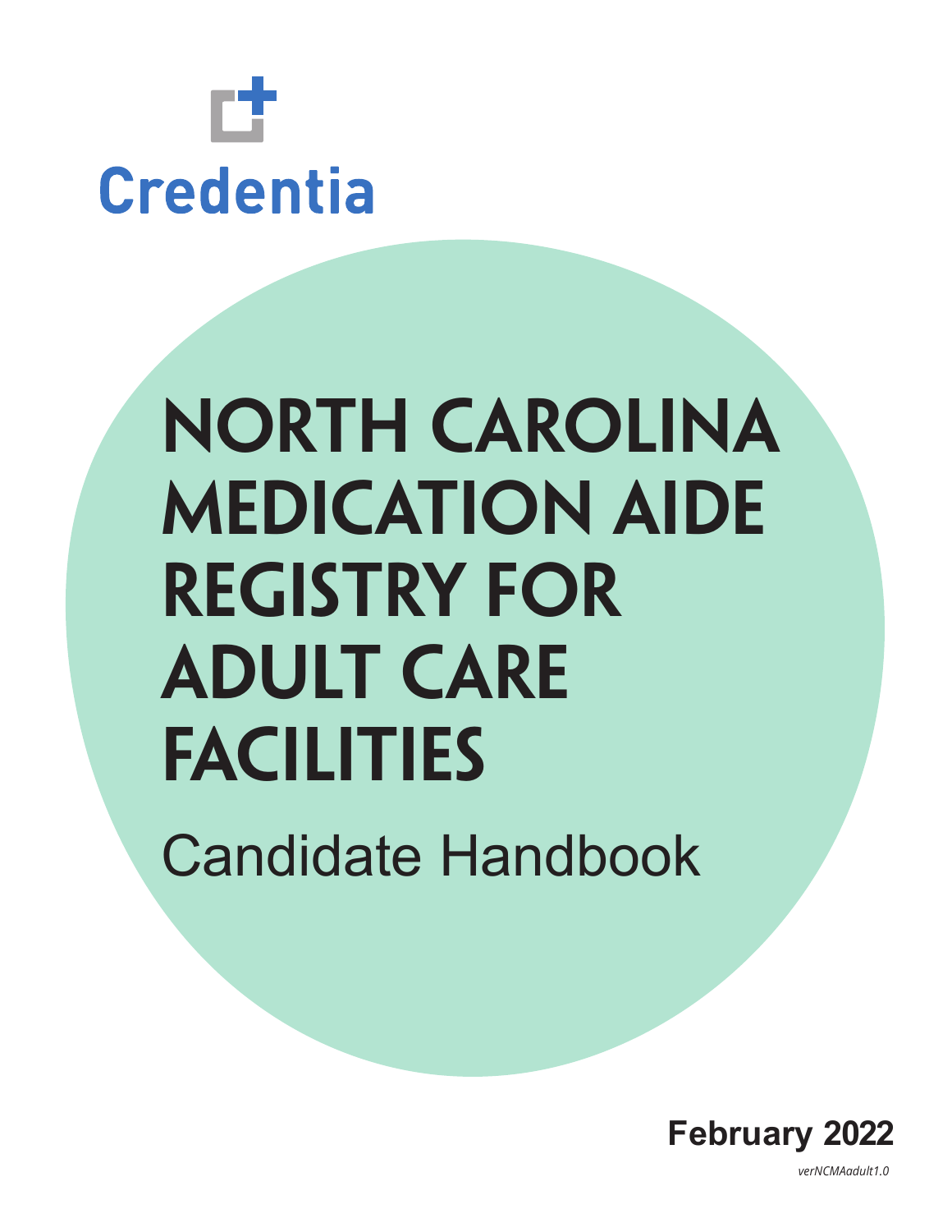Credentia

# NORTH CAROLINA MEDICATION AIDE REGISTRY FOR ADULT CARE FACILITIES

## Candidate Handbook

**February 2022**

*verNCMAadult1.0*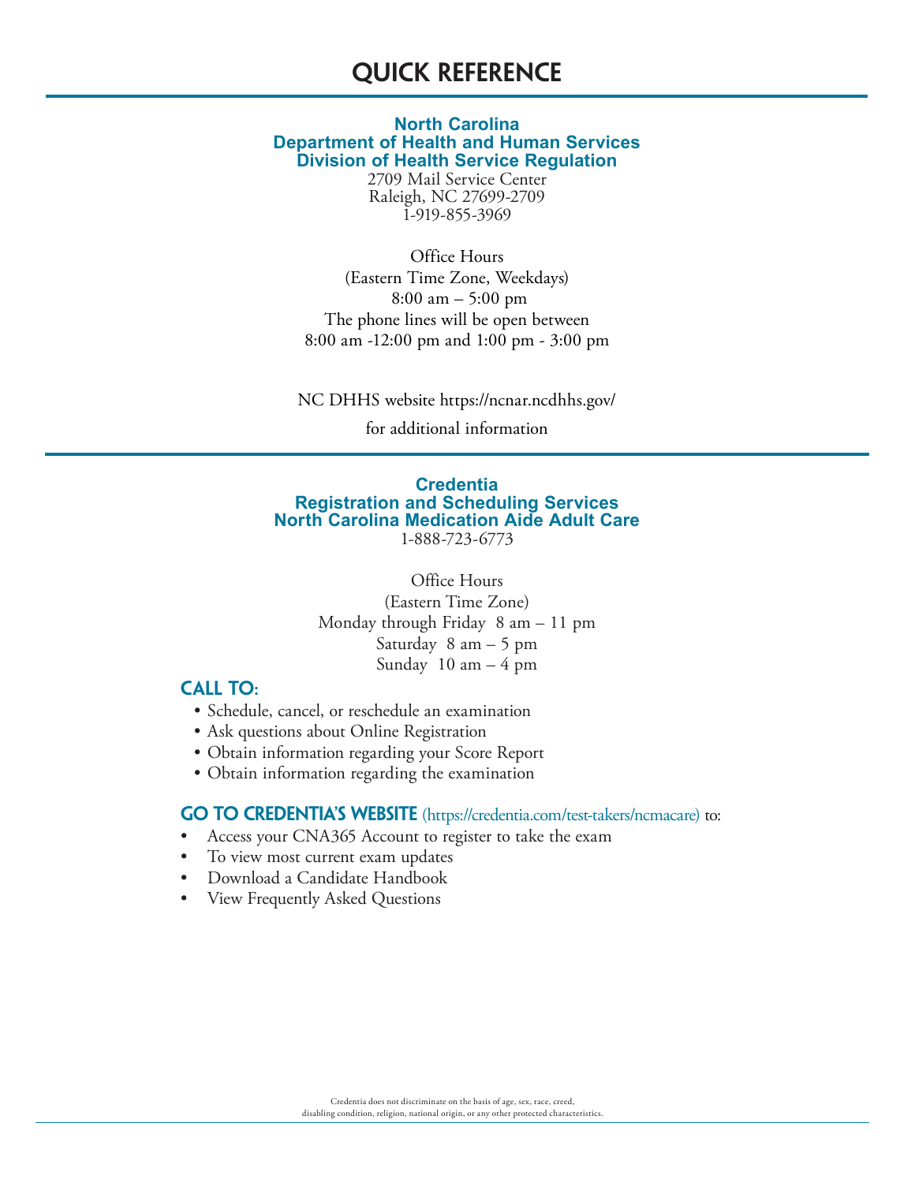# QUICK REFERENCE

**North Carolina**
**Department of Health and Human Services**
**Division of Health Service Regulation**

2709 Mail Service Center
Raleigh, NC 27699-2709
1-919-855-3969

Office Hours
(Eastern Time Zone, Weekdays)
8:00 am – 5:00 pm
The phone lines will be open between
8:00 am -12:00 pm and 1:00 pm - 3:00 pm

NC DHHS website https://ncnar.ncdhhs.gov/
for additional information

---

**Credentia**
**Registration and Scheduling Services**
**North Carolina Medication Aide Adult Care**

1-888-723-6773

Office Hours
(Eastern Time Zone)
Monday through Friday 8 am – 11 pm
Saturday 8 am – 5 pm
Sunday 10 am – 4 pm

## CALL TO:

- Schedule, cancel, or reschedule an examination
- Ask questions about Online Registration
- Obtain information regarding your Score Report
- Obtain information regarding the examination

## GO TO CREDENTIA'S WEBSITE (https://credentia.com/test-takers/ncmacare) to:

- Access your CNA365 Account to register to take the exam
- To view most current exam updates
- Download a Candidate Handbook
- View Frequently Asked Questions

Credentia does not discriminate on the basis of age, sex, race, creed, disabling condition, religion, national origin, or any other protected characteristics.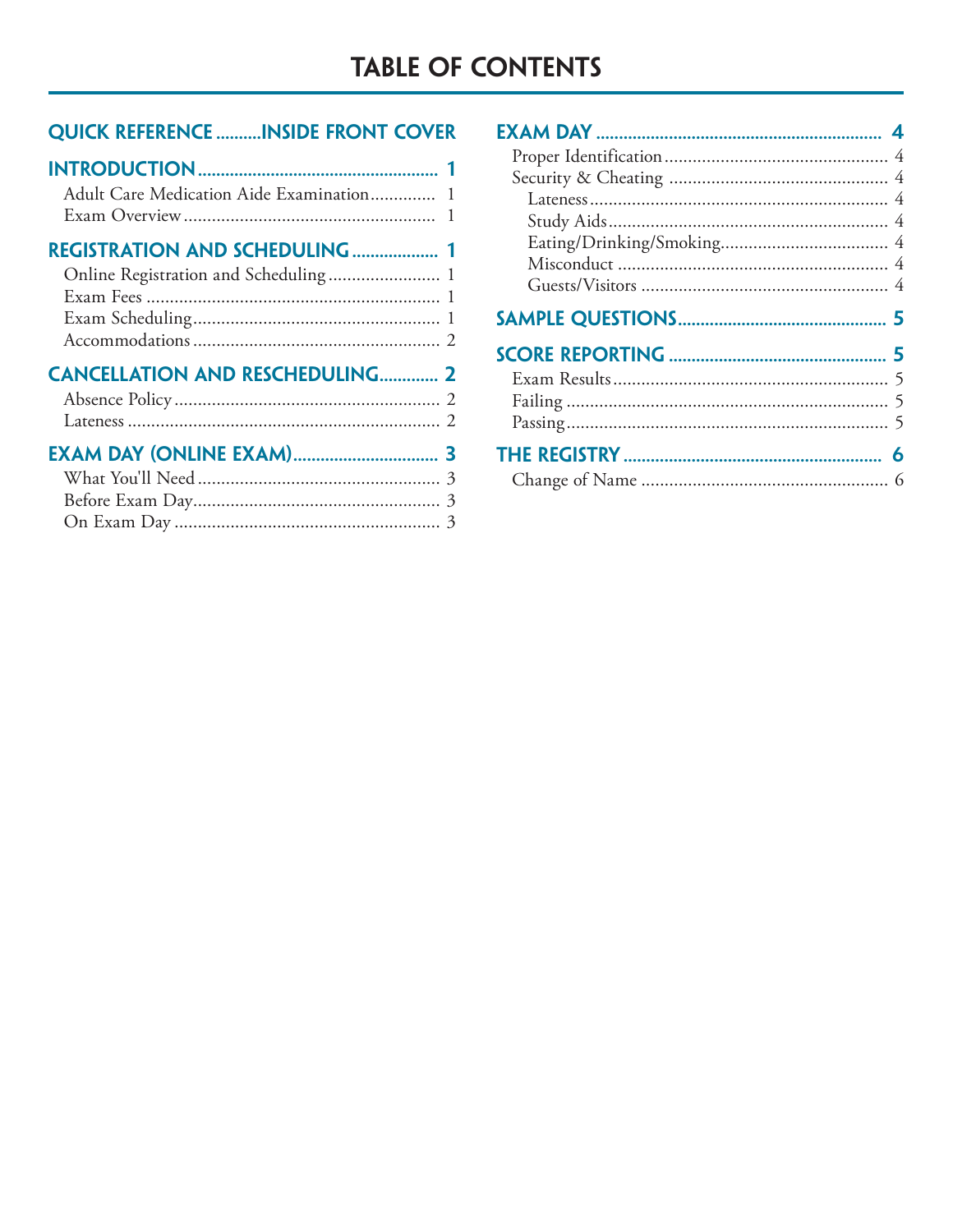# TABLE OF CONTENTS

**QUICK REFERENCE ..........INSIDE FRONT COVER**

**INTRODUCTION .................................................... 1**
- Adult Care Medication Aide Examination.............. 1
- Exam Overview ..................................................... 1

**REGISTRATION AND SCHEDULING ................... 1**
- Online Registration and Scheduling ........................ 1
- Exam Fees .............................................................. 1
- Exam Scheduling.................................................... 1
- Accommodations .................................................... 2

**CANCELLATION AND RESCHEDULING............. 2**
- Absence Policy ........................................................ 2
- Lateness .................................................................. 2

**EXAM DAY (ONLINE EXAM)................................ 3**
- What You'll Need .................................................... 3
- Before Exam Day..................................................... 3
- On Exam Day ......................................................... 3

**EXAM DAY ............................................................... 4**
- Proper Identification ................................................ 4
- Security & Cheating ................................................ 4
  - Lateness............................................................... 4
  - Study Aids............................................................ 4
  - Eating/Drinking/Smoking.................................... 4
  - Misconduct .......................................................... 4
  - Guests/Visitors ..................................................... 4

**SAMPLE QUESTIONS............................................. 5**

**SCORE REPORTING ............................................... 5**
- Exam Results........................................................... 5
- Failing ..................................................................... 5
- Passing..................................................................... 5

**THE REGISTRY ........................................................ 6**
- Change of Name ..................................................... 6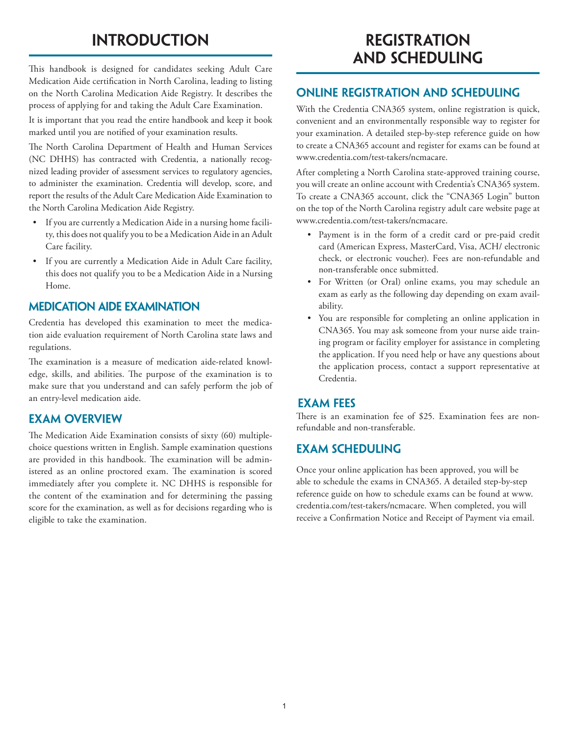# INTRODUCTION

This handbook is designed for candidates seeking Adult Care Medication Aide certification in North Carolina, leading to listing on the North Carolina Medication Aide Registry. It describes the process of applying for and taking the Adult Care Examination.

It is important that you read the entire handbook and keep it book marked until you are notified of your examination results.

The North Carolina Department of Health and Human Services (NC DHHS) has contracted with Credentia, a nationally recognized leading provider of assessment services to regulatory agencies, to administer the examination. Credentia will develop, score, and report the results of the Adult Care Medication Aide Examination to the North Carolina Medication Aide Registry.

- If you are currently a Medication Aide in a nursing home facility, this does not qualify you to be a Medication Aide in an Adult Care facility.
- If you are currently a Medication Aide in Adult Care facility, this does not qualify you to be a Medication Aide in a Nursing Home.

## MEDICATION AIDE EXAMINATION

Credentia has developed this examination to meet the medication aide evaluation requirement of North Carolina state laws and regulations.

The examination is a measure of medication aide-related knowledge, skills, and abilities. The purpose of the examination is to make sure that you understand and can safely perform the job of an entry-level medication aide.

## EXAM OVERVIEW

The Medication Aide Examination consists of sixty (60) multiple-choice questions written in English. Sample examination questions are provided in this handbook. The examination will be administered as an online proctored exam. The examination is scored immediately after you complete it. NC DHHS is responsible for the content of the examination and for determining the passing score for the examination, as well as for decisions regarding who is eligible to take the examination.

# REGISTRATION AND SCHEDULING

## ONLINE REGISTRATION AND SCHEDULING

With the Credentia CNA365 system, online registration is quick, convenient and an environmentally responsible way to register for your examination. A detailed step-by-step reference guide on how to create a CNA365 account and register for exams can be found at www.credentia.com/test-takers/ncmacare.

After completing a North Carolina state-approved training course, you will create an online account with Credentia's CNA365 system. To create a CNA365 account, click the "CNA365 Login" button on the top of the North Carolina registry adult care website page at www.credentia.com/test-takers/ncmacare.

- Payment is in the form of a credit card or pre-paid credit card (American Express, MasterCard, Visa, ACH/ electronic check, or electronic voucher). Fees are non-refundable and non-transferable once submitted.
- For Written (or Oral) online exams, you may schedule an exam as early as the following day depending on exam availability.
- You are responsible for completing an online application in CNA365. You may ask someone from your nurse aide training program or facility employer for assistance in completing the application. If you need help or have any questions about the application process, contact a support representative at Credentia.

## EXAM FEES

There is an examination fee of $25. Examination fees are non-refundable and non-transferable.

## EXAM SCHEDULING

Once your online application has been approved, you will be able to schedule the exams in CNA365. A detailed step-by-step reference guide on how to schedule exams can be found at www.credentia.com/test-takers/ncmacare. When completed, you will receive a Confirmation Notice and Receipt of Payment via email.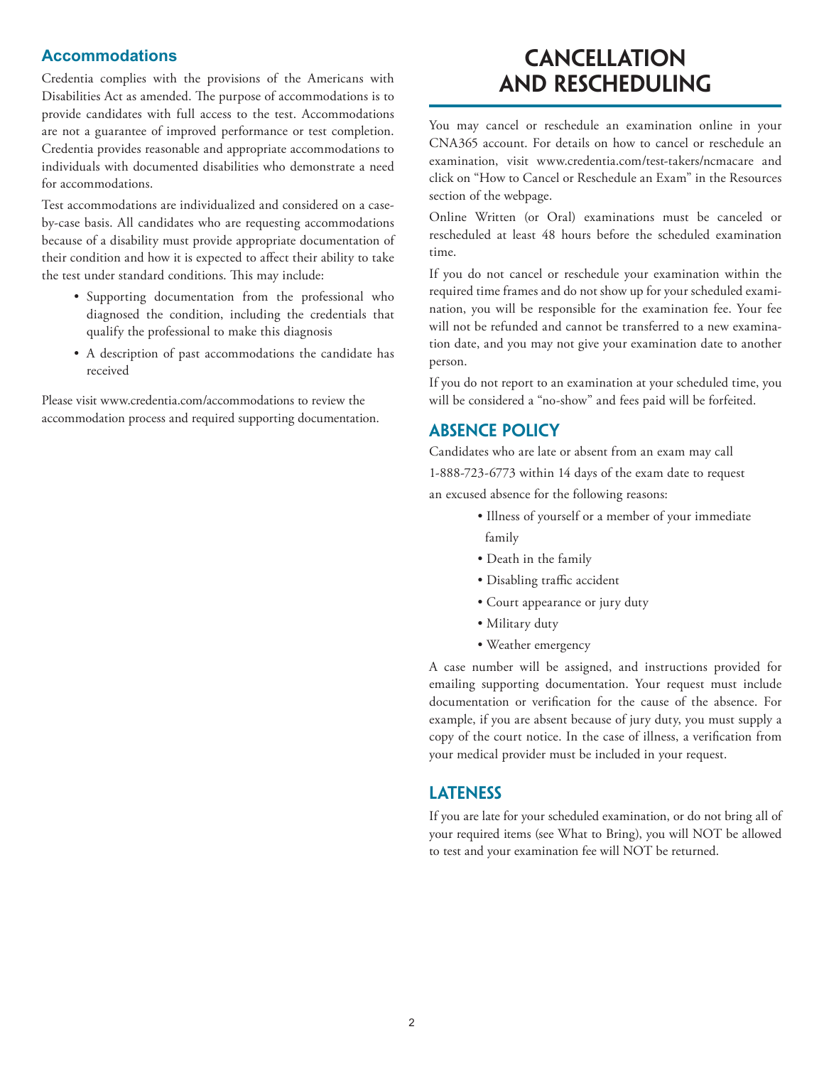## Accommodations

Credentia complies with the provisions of the Americans with Disabilities Act as amended. The purpose of accommodations is to provide candidates with full access to the test. Accommodations are not a guarantee of improved performance or test completion. Credentia provides reasonable and appropriate accommodations to individuals with documented disabilities who demonstrate a need for accommodations.

Test accommodations are individualized and considered on a case-by-case basis. All candidates who are requesting accommodations because of a disability must provide appropriate documentation of their condition and how it is expected to affect their ability to take the test under standard conditions. This may include:

- Supporting documentation from the professional who diagnosed the condition, including the credentials that qualify the professional to make this diagnosis
- A description of past accommodations the candidate has received

Please visit www.credentia.com/accommodations to review the accommodation process and required supporting documentation.

# CANCELLATION AND RESCHEDULING

You may cancel or reschedule an examination online in your CNA365 account. For details on how to cancel or reschedule an examination, visit www.credentia.com/test-takers/ncmacare and click on "How to Cancel or Reschedule an Exam" in the Resources section of the webpage.

Online Written (or Oral) examinations must be canceled or rescheduled at least 48 hours before the scheduled examination time.

If you do not cancel or reschedule your examination within the required time frames and do not show up for your scheduled examination, you will be responsible for the examination fee. Your fee will not be refunded and cannot be transferred to a new examination date, and you may not give your examination date to another person.

If you do not report to an examination at your scheduled time, you will be considered a "no-show" and fees paid will be forfeited.

## ABSENCE POLICY

Candidates who are late or absent from an exam may call 1-888-723-6773 within 14 days of the exam date to request an excused absence for the following reasons:

- Illness of yourself or a member of your immediate family
- Death in the family
- Disabling traffic accident
- Court appearance or jury duty
- Military duty
- Weather emergency

A case number will be assigned, and instructions provided for emailing supporting documentation. Your request must include documentation or verification for the cause of the absence. For example, if you are absent because of jury duty, you must supply a copy of the court notice. In the case of illness, a verification from your medical provider must be included in your request.

## LATENESS

If you are late for your scheduled examination, or do not bring all of your required items (see What to Bring), you will NOT be allowed to test and your examination fee will NOT be returned.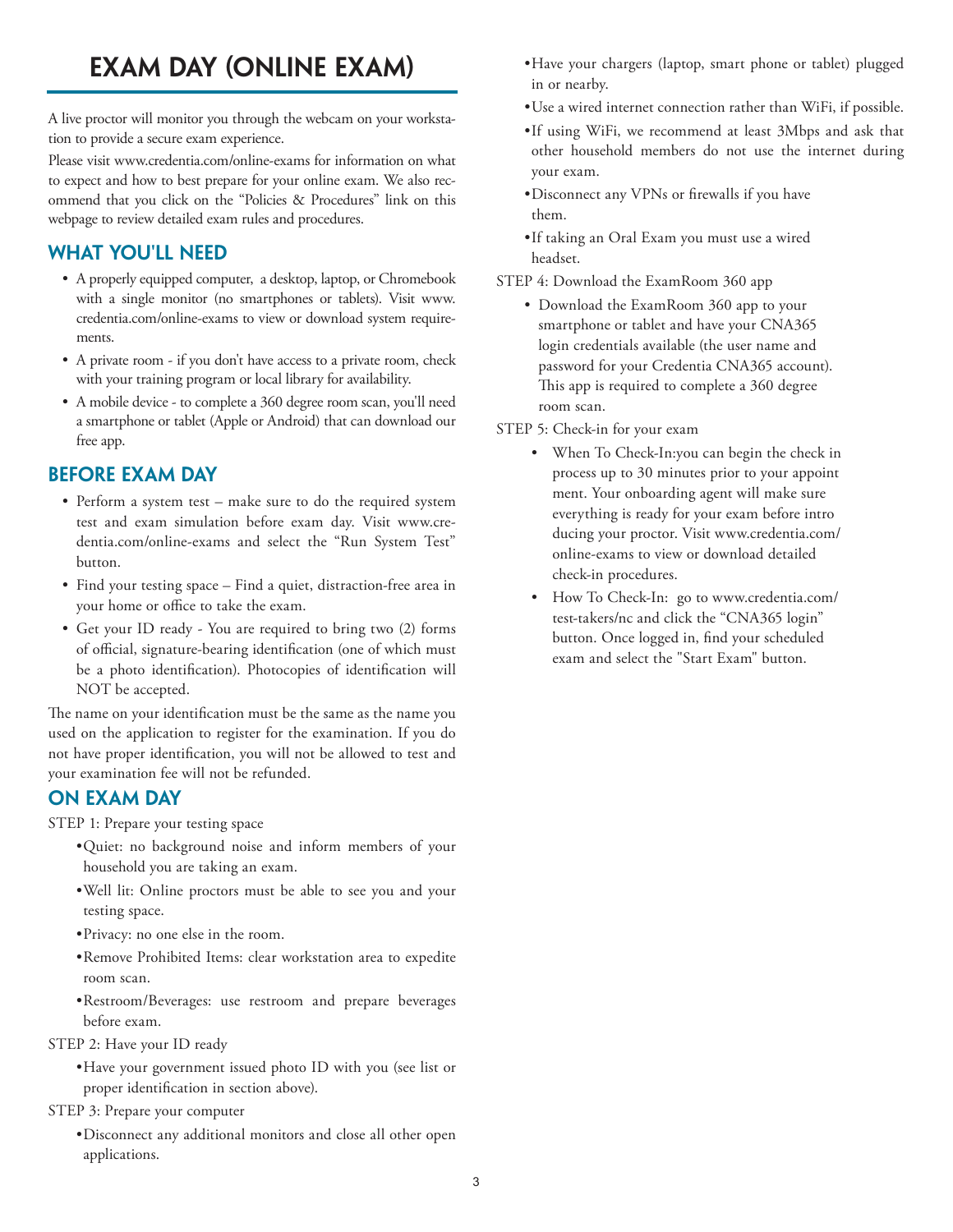# EXAM DAY (ONLINE EXAM)

A live proctor will monitor you through the webcam on your workstation to provide a secure exam experience.

Please visit www.credentia.com/online-exams for information on what to expect and how to best prepare for your online exam. We also recommend that you click on the "Policies & Procedures" link on this webpage to review detailed exam rules and procedures.

## WHAT YOU'LL NEED

- A properly equipped computer, a desktop, laptop, or Chromebook with a single monitor (no smartphones or tablets). Visit www.credentia.com/online-exams to view or download system requirements.
- A private room - if you don't have access to a private room, check with your training program or local library for availability.
- A mobile device - to complete a 360 degree room scan, you'll need a smartphone or tablet (Apple or Android) that can download our free app.

## BEFORE EXAM DAY

- Perform a system test – make sure to do the required system test and exam simulation before exam day. Visit www.credentia.com/online-exams and select the "Run System Test" button.
- Find your testing space – Find a quiet, distraction-free area in your home or office to take the exam.
- Get your ID ready - You are required to bring two (2) forms of official, signature-bearing identification (one of which must be a photo identification). Photocopies of identification will NOT be accepted.

The name on your identification must be the same as the name you used on the application to register for the examination. If you do not have proper identification, you will not be allowed to test and your examination fee will not be refunded.

## ON EXAM DAY

STEP 1: Prepare your testing space

- Quiet: no background noise and inform members of your household you are taking an exam.
- Well lit: Online proctors must be able to see you and your testing space.
- Privacy: no one else in the room.
- Remove Prohibited Items: clear workstation area to expedite room scan.
- Restroom/Beverages: use restroom and prepare beverages before exam.

STEP 2: Have your ID ready

- Have your government issued photo ID with you (see list or proper identification in section above).

STEP 3: Prepare your computer

- Disconnect any additional monitors and close all other open applications.
- Have your chargers (laptop, smart phone or tablet) plugged in or nearby.
- Use a wired internet connection rather than WiFi, if possible.
- If using WiFi, we recommend at least 3Mbps and ask that other household members do not use the internet during your exam.
- Disconnect any VPNs or firewalls if you have them.
- If taking an Oral Exam you must use a wired headset.

STEP 4: Download the ExamRoom 360 app

- Download the ExamRoom 360 app to your smartphone or tablet and have your CNA365 login credentials available (the user name and password for your Credentia CNA365 account). This app is required to complete a 360 degree room scan.

STEP 5: Check-in for your exam

- When To Check-In:you can begin the check in process up to 30 minutes prior to your appointment. Your onboarding agent will make sure everything is ready for your exam before introducing your proctor. Visit www.credentia.com/online-exams to view or download detailed check-in procedures.
- How To Check-In: go to www.credentia.com/test-takers/nc and click the "CNA365 login" button. Once logged in, find your scheduled exam and select the "Start Exam" button.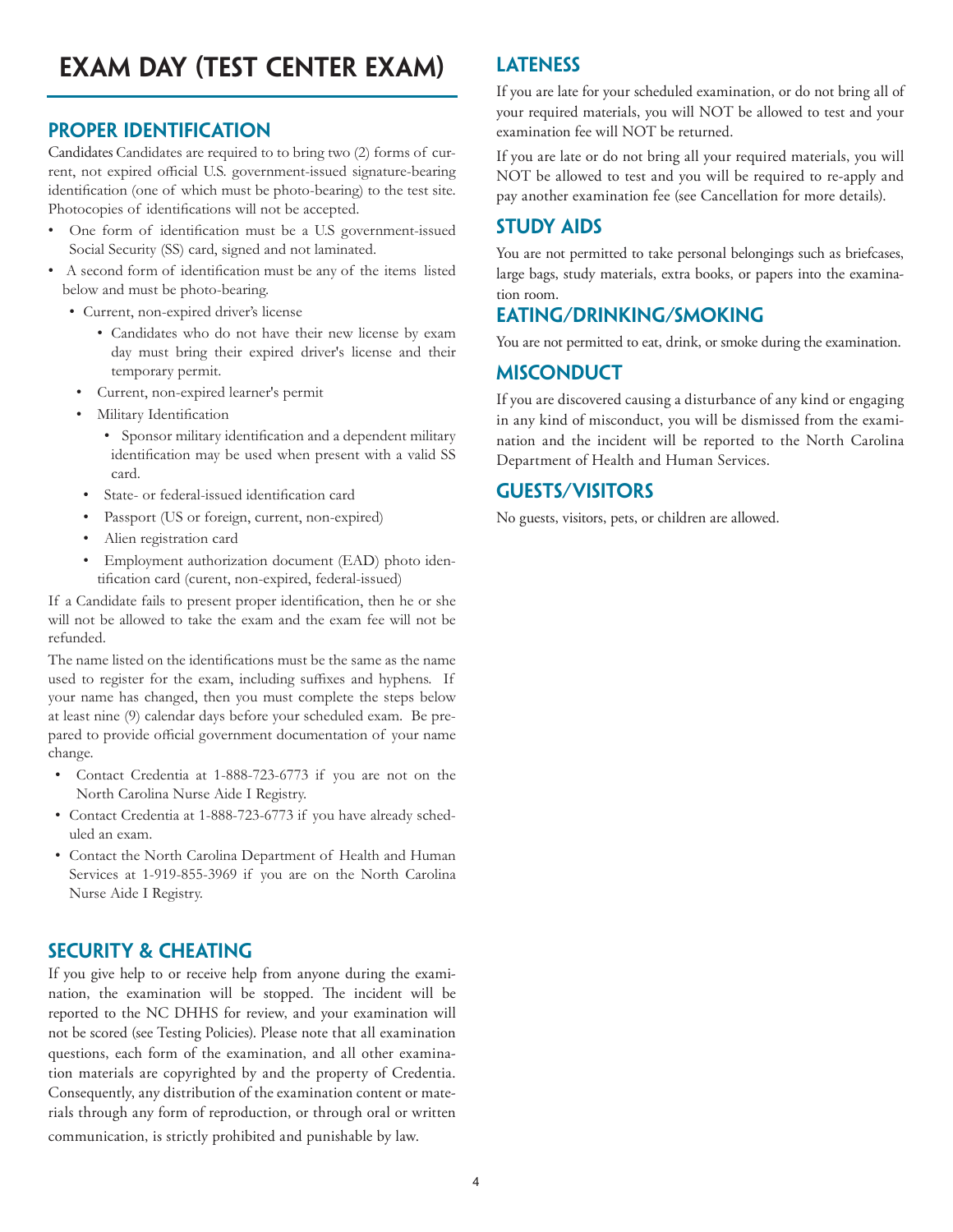# EXAM DAY (TEST CENTER EXAM)

## PROPER IDENTIFICATION

Candidates Candidates are required to to bring two (2) forms of current, not expired official U.S. government-issued signature-bearing identification (one of which must be photo-bearing) to the test site. Photocopies of identifications will not be accepted.

- One form of identification must be a U.S government-issued Social Security (SS) card, signed and not laminated.
- A second form of identification must be any of the items listed below and must be photo-bearing.
  - Current, non-expired driver's license
    - Candidates who do not have their new license by exam day must bring their expired driver's license and their temporary permit.
  - Current, non-expired learner's permit
  - Military Identification
    - Sponsor military identification and a dependent military identification may be used when present with a valid SS card.
  - State- or federal-issued identification card
  - Passport (US or foreign, current, non-expired)
  - Alien registration card
  - Employment authorization document (EAD) photo identification card (curent, non-expired, federal-issued)

If a Candidate fails to present proper identification, then he or she will not be allowed to take the exam and the exam fee will not be refunded.

The name listed on the identifications must be the same as the name used to register for the exam, including suffixes and hyphens. If your name has changed, then you must complete the steps below at least nine (9) calendar days before your scheduled exam. Be prepared to provide official government documentation of your name change.

- Contact Credentia at 1-888-723-6773 if you are not on the North Carolina Nurse Aide I Registry.
- Contact Credentia at 1-888-723-6773 if you have already scheduled an exam.
- Contact the North Carolina Department of Health and Human Services at 1-919-855-3969 if you are on the North Carolina Nurse Aide I Registry.

## SECURITY & CHEATING

If you give help to or receive help from anyone during the examination, the examination will be stopped. The incident will be reported to the NC DHHS for review, and your examination will not be scored (see Testing Policies). Please note that all examination questions, each form of the examination, and all other examination materials are copyrighted by and the property of Credentia. Consequently, any distribution of the examination content or materials through any form of reproduction, or through oral or written communication, is strictly prohibited and punishable by law.

## LATENESS

If you are late for your scheduled examination, or do not bring all of your required materials, you will NOT be allowed to test and your examination fee will NOT be returned.

If you are late or do not bring all your required materials, you will NOT be allowed to test and you will be required to re-apply and pay another examination fee (see Cancellation for more details).

## STUDY AIDS

You are not permitted to take personal belongings such as briefcases, large bags, study materials, extra books, or papers into the examination room.

## EATING/DRINKING/SMOKING

You are not permitted to eat, drink, or smoke during the examination.

## MISCONDUCT

If you are discovered causing a disturbance of any kind or engaging in any kind of misconduct, you will be dismissed from the examination and the incident will be reported to the North Carolina Department of Health and Human Services.

## GUESTS/VISITORS

No guests, visitors, pets, or children are allowed.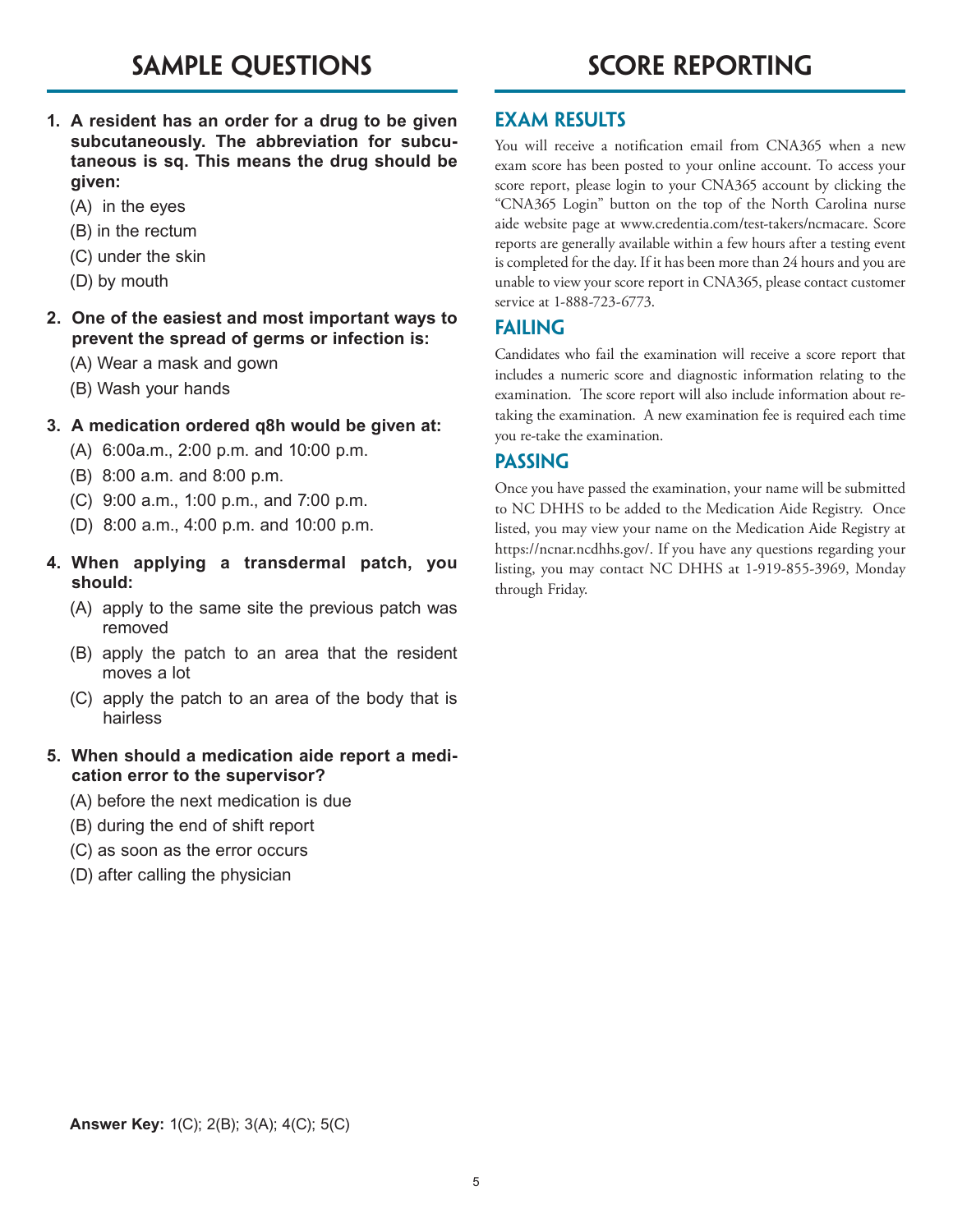# SAMPLE QUESTIONS

1. **A resident has an order for a drug to be given subcutaneously. The abbreviation for subcutaneous is sq. This means the drug should be given:**
   (A) in the eyes
   (B) in the rectum
   (C) under the skin
   (D) by mouth

2. **One of the easiest and most important ways to prevent the spread of germs or infection is:**
   (A) Wear a mask and gown
   (B) Wash your hands

3. **A medication ordered q8h would be given at:**
   (A) 6:00a.m., 2:00 p.m. and 10:00 p.m.
   (B) 8:00 a.m. and 8:00 p.m.
   (C) 9:00 a.m., 1:00 p.m., and 7:00 p.m.
   (D) 8:00 a.m., 4:00 p.m. and 10:00 p.m.

4. **When applying a transdermal patch, you should:**
   (A) apply to the same site the previous patch was removed
   (B) apply the patch to an area that the resident moves a lot
   (C) apply the patch to an area of the body that is hairless

5. **When should a medication aide report a medication error to the supervisor?**
   (A) before the next medication is due
   (B) during the end of shift report
   (C) as soon as the error occurs
   (D) after calling the physician

**Answer Key:** 1(C); 2(B); 3(A); 4(C); 5(C)

# SCORE REPORTING

## EXAM RESULTS

You will receive a notification email from CNA365 when a new exam score has been posted to your online account. To access your score report, please login to your CNA365 account by clicking the "CNA365 Login" button on the top of the North Carolina nurse aide website page at www.credentia.com/test-takers/ncmacare. Score reports are generally available within a few hours after a testing event is completed for the day. If it has been more than 24 hours and you are unable to view your score report in CNA365, please contact customer service at 1-888-723-6773.

## FAILING

Candidates who fail the examination will receive a score report that includes a numeric score and diagnostic information relating to the examination. The score report will also include information about re-taking the examination. A new examination fee is required each time you re-take the examination.

## PASSING

Once you have passed the examination, your name will be submitted to NC DHHS to be added to the Medication Aide Registry. Once listed, you may view your name on the Medication Aide Registry at https://ncnar.ncdhhs.gov/. If you have any questions regarding your listing, you may contact NC DHHS at 1-919-855-3969, Monday through Friday.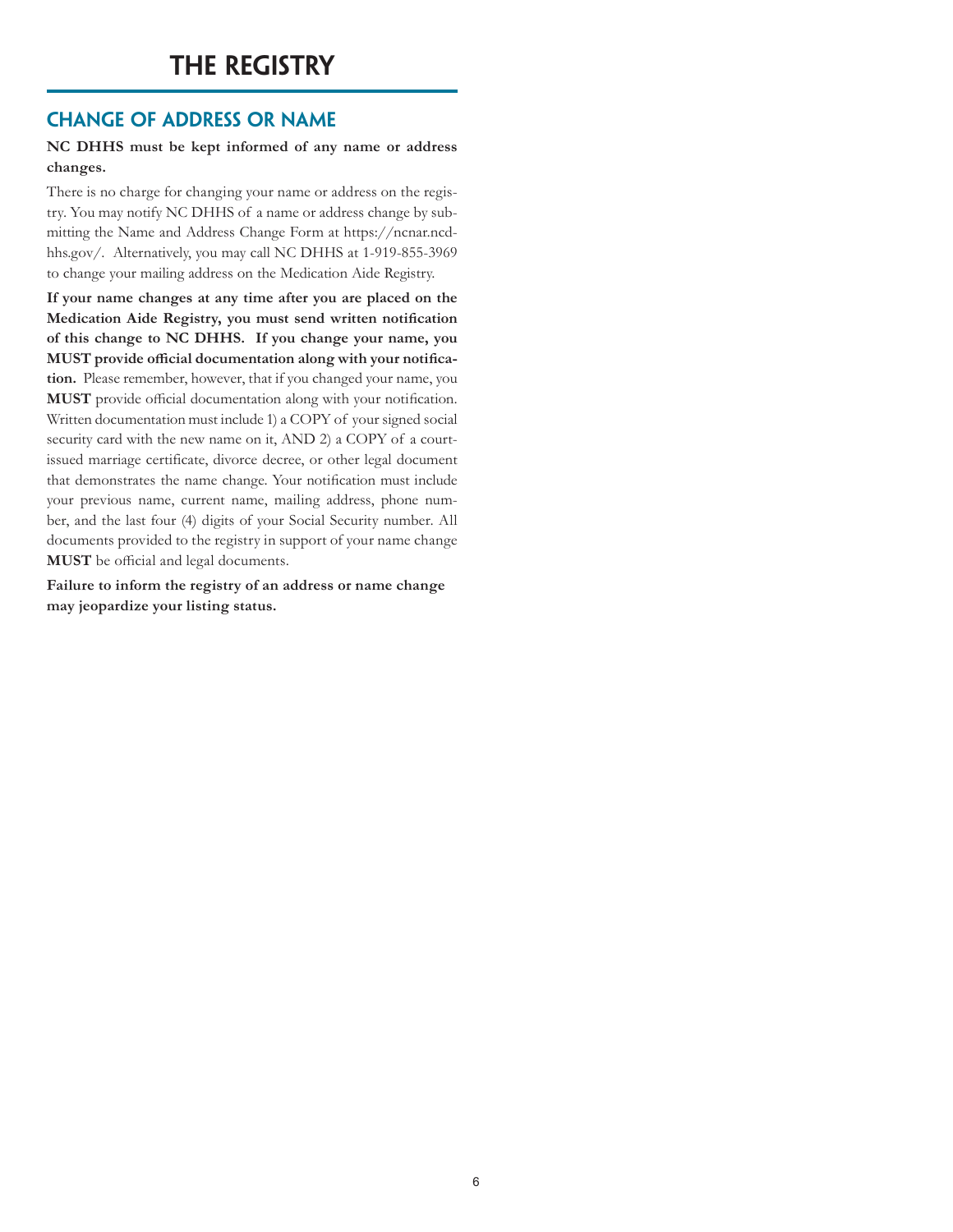# THE REGISTRY

## CHANGE OF ADDRESS OR NAME

**NC DHHS must be kept informed of any name or address changes.**

There is no charge for changing your name or address on the registry. You may notify NC DHHS of a name or address change by submitting the Name and Address Change Form at https://ncnar.ncdhhs.gov/. Alternatively, you may call NC DHHS at 1-919-855-3969 to change your mailing address on the Medication Aide Registry.

**If your name changes at any time after you are placed on the Medication Aide Registry, you must send written notification of this change to NC DHHS. If you change your name, you MUST provide official documentation along with your notification.** Please remember, however, that if you changed your name, you **MUST** provide official documentation along with your notification. Written documentation must include 1) a COPY of your signed social security card with the new name on it, AND 2) a COPY of a court-issued marriage certificate, divorce decree, or other legal document that demonstrates the name change. Your notification must include your previous name, current name, mailing address, phone number, and the last four (4) digits of your Social Security number. All documents provided to the registry in support of your name change **MUST** be official and legal documents.

**Failure to inform the registry of an address or name change may jeopardize your listing status.**